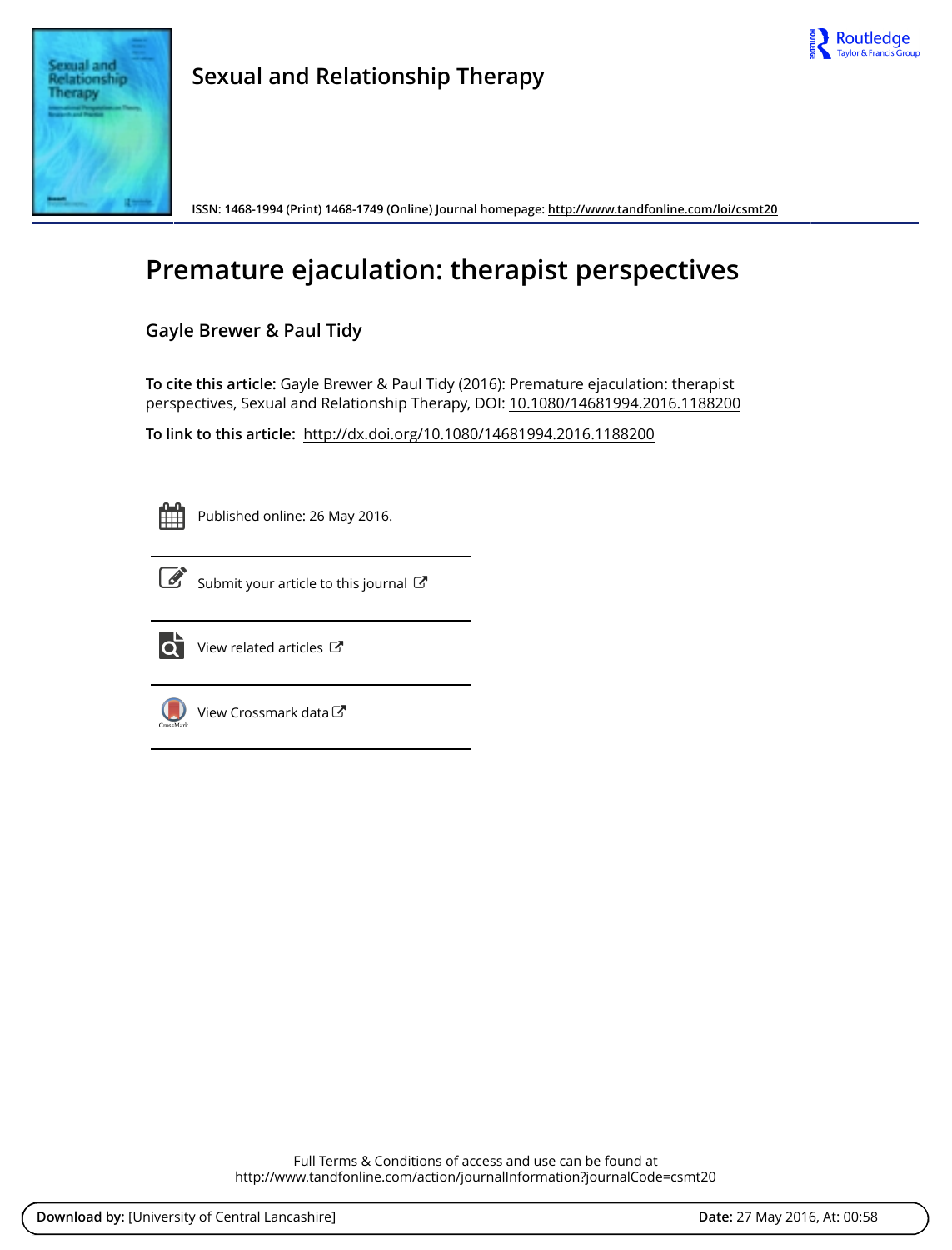**Sexual and Relationship Therapy**

ISSN: 1468-1994 (Print) 1468-1749 (Online) Journal homepage: http://www.tandfonline.com/loi/csmt20

# Premature ejaculation: therapist perspectives

**Gayle Brewer & Paul Tidy**

**To cite this article:** Gayle Brewer & Paul Tidy (2016): Premature ejaculation: therapist perspectives, Sexual and Relationship Therapy, DOI: 10.1080/14681994.2016.1188200

**To link to this article:** http://dx.doi.org/10.1080/14681994.2016.1188200

Published online: 26 May 2016.

Submit your article to this journal

View related articles

View Crossmark data

Full Terms & Conditions of access and use can be found at
http://www.tandfonline.com/action/journalInformation?journalCode=csmt20

**Download by:** [University of Central Lancashire] **Date:** 27 May 2016, At: 00:58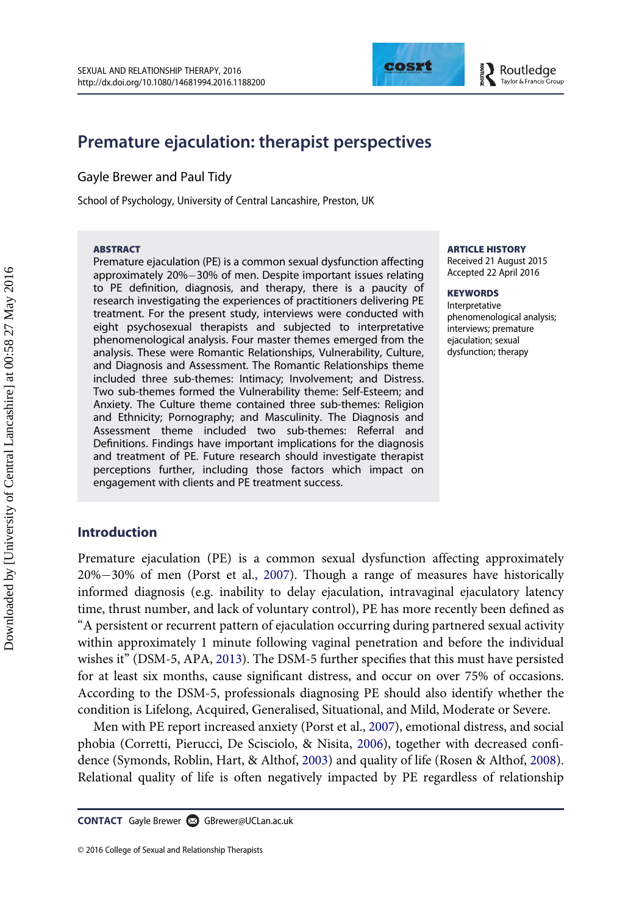# Premature ejaculation: therapist perspectives

Gayle Brewer and Paul Tidy

School of Psychology, University of Central Lancashire, Preston, UK

**ABSTRACT**

Premature ejaculation (PE) is a common sexual dysfunction affecting approximately 20%−30% of men. Despite important issues relating to PE definition, diagnosis, and therapy, there is a paucity of research investigating the experiences of practitioners delivering PE treatment. For the present study, interviews were conducted with eight psychosexual therapists and subjected to interpretative phenomenological analysis. Four master themes emerged from the analysis. These were Romantic Relationships, Vulnerability, Culture, and Diagnosis and Assessment. The Romantic Relationships theme included three sub-themes: Intimacy; Involvement; and Distress. Two sub-themes formed the Vulnerability theme: Self-Esteem; and Anxiety. The Culture theme contained three sub-themes: Religion and Ethnicity; Pornography; and Masculinity. The Diagnosis and Assessment theme included two sub-themes: Referral and Definitions. Findings have important implications for the diagnosis and treatment of PE. Future research should investigate therapist perceptions further, including those factors which impact on engagement with clients and PE treatment success.

**ARTICLE HISTORY**

Received 21 August 2015
Accepted 22 April 2016

**KEYWORDS**

Interpretative phenomenological analysis; interviews; premature ejaculation; sexual dysfunction; therapy

## Introduction

Premature ejaculation (PE) is a common sexual dysfunction affecting approximately 20%−30% of men (Porst et al., 2007). Though a range of measures have historically informed diagnosis (e.g. inability to delay ejaculation, intravaginal ejaculatory latency time, thrust number, and lack of voluntary control), PE has more recently been defined as "A persistent or recurrent pattern of ejaculation occurring during partnered sexual activity within approximately 1 minute following vaginal penetration and before the individual wishes it" (DSM-5, APA, 2013). The DSM-5 further specifies that this must have persisted for at least six months, cause significant distress, and occur on over 75% of occasions. According to the DSM-5, professionals diagnosing PE should also identify whether the condition is Lifelong, Acquired, Generalised, Situational, and Mild, Moderate or Severe.

Men with PE report increased anxiety (Porst et al., 2007), emotional distress, and social phobia (Corretti, Pierucci, De Scisciolo, & Nisita, 2006), together with decreased confidence (Symonds, Roblin, Hart, & Althof, 2003) and quality of life (Rosen & Althof, 2008). Relational quality of life is often negatively impacted by PE regardless of relationship

**CONTACT** Gayle Brewer GBrewer@UCLan.ac.uk

© 2016 College of Sexual and Relationship Therapists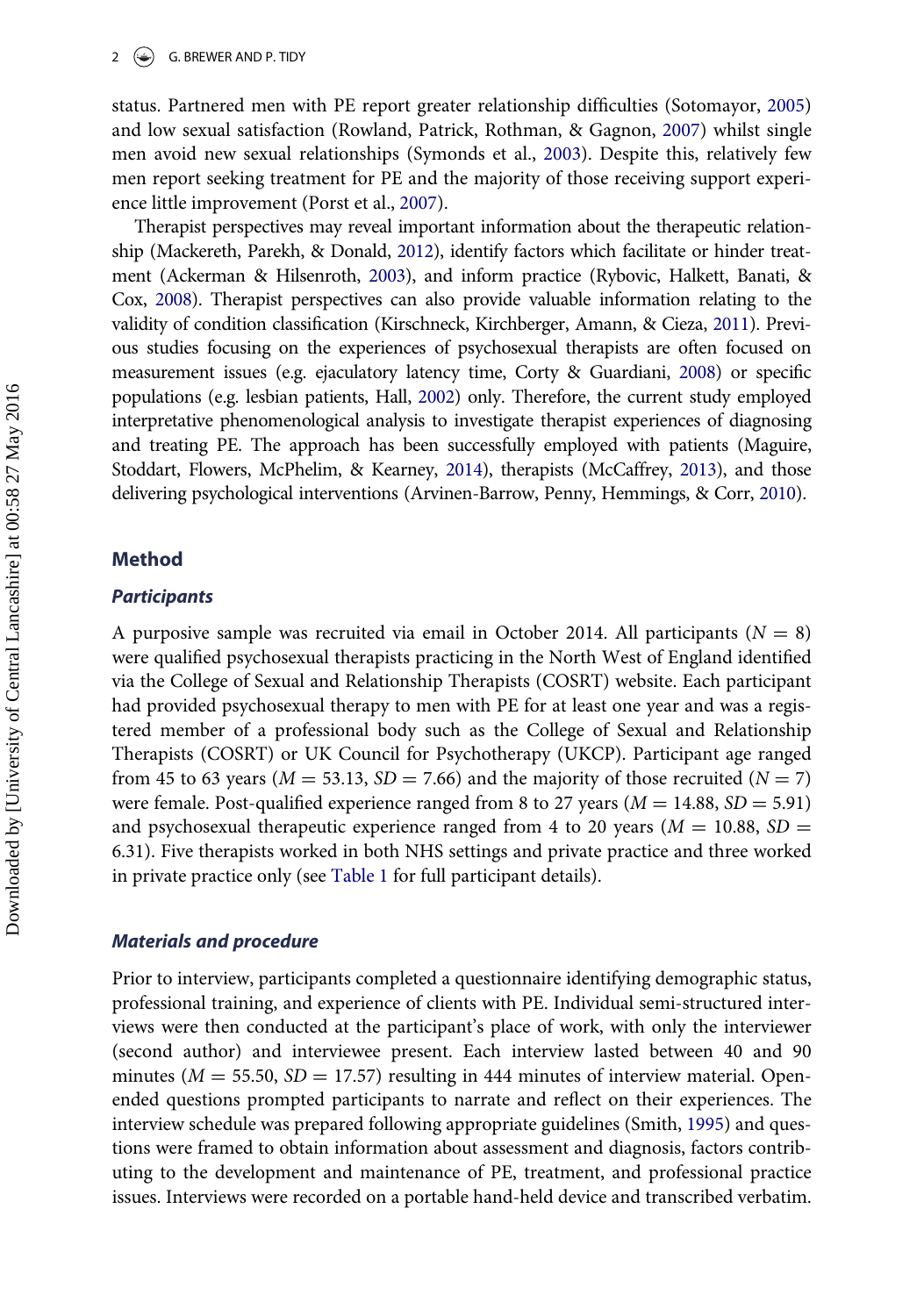status. Partnered men with PE report greater relationship difficulties (Sotomayor, 2005) and low sexual satisfaction (Rowland, Patrick, Rothman, & Gagnon, 2007) whilst single men avoid new sexual relationships (Symonds et al., 2003). Despite this, relatively few men report seeking treatment for PE and the majority of those receiving support experience little improvement (Porst et al., 2007).

Therapist perspectives may reveal important information about the therapeutic relationship (Mackereth, Parekh, & Donald, 2012), identify factors which facilitate or hinder treatment (Ackerman & Hilsenroth, 2003), and inform practice (Rybovic, Halkett, Banati, & Cox, 2008). Therapist perspectives can also provide valuable information relating to the validity of condition classification (Kirschneck, Kirchberger, Amann, & Cieza, 2011). Previous studies focusing on the experiences of psychosexual therapists are often focused on measurement issues (e.g. ejaculatory latency time, Corty & Guardiani, 2008) or specific populations (e.g. lesbian patients, Hall, 2002) only. Therefore, the current study employed interpretative phenomenological analysis to investigate therapist experiences of diagnosing and treating PE. The approach has been successfully employed with patients (Maguire, Stoddart, Flowers, McPhelim, & Kearney, 2014), therapists (McCaffrey, 2013), and those delivering psychological interventions (Arvinen-Barrow, Penny, Hemmings, & Corr, 2010).

## Method

### *Participants*

A purposive sample was recruited via email in October 2014. All participants ($N = 8$) were qualified psychosexual therapists practicing in the North West of England identified via the College of Sexual and Relationship Therapists (COSRT) website. Each participant had provided psychosexual therapy to men with PE for at least one year and was a registered member of a professional body such as the College of Sexual and Relationship Therapists (COSRT) or UK Council for Psychotherapy (UKCP). Participant age ranged from 45 to 63 years ($M = 53.13$, $SD = 7.66$) and the majority of those recruited ($N = 7$) were female. Post-qualified experience ranged from 8 to 27 years ($M = 14.88$, $SD = 5.91$) and psychosexual therapeutic experience ranged from 4 to 20 years ($M = 10.88$, $SD = 6.31$). Five therapists worked in both NHS settings and private practice and three worked in private practice only (see Table 1 for full participant details).

### *Materials and procedure*

Prior to interview, participants completed a questionnaire identifying demographic status, professional training, and experience of clients with PE. Individual semi-structured interviews were then conducted at the participant's place of work, with only the interviewer (second author) and interviewee present. Each interview lasted between 40 and 90 minutes ($M = 55.50$, $SD = 17.57$) resulting in 444 minutes of interview material. Open-ended questions prompted participants to narrate and reflect on their experiences. The interview schedule was prepared following appropriate guidelines (Smith, 1995) and questions were framed to obtain information about assessment and diagnosis, factors contributing to the development and maintenance of PE, treatment, and professional practice issues. Interviews were recorded on a portable hand-held device and transcribed verbatim.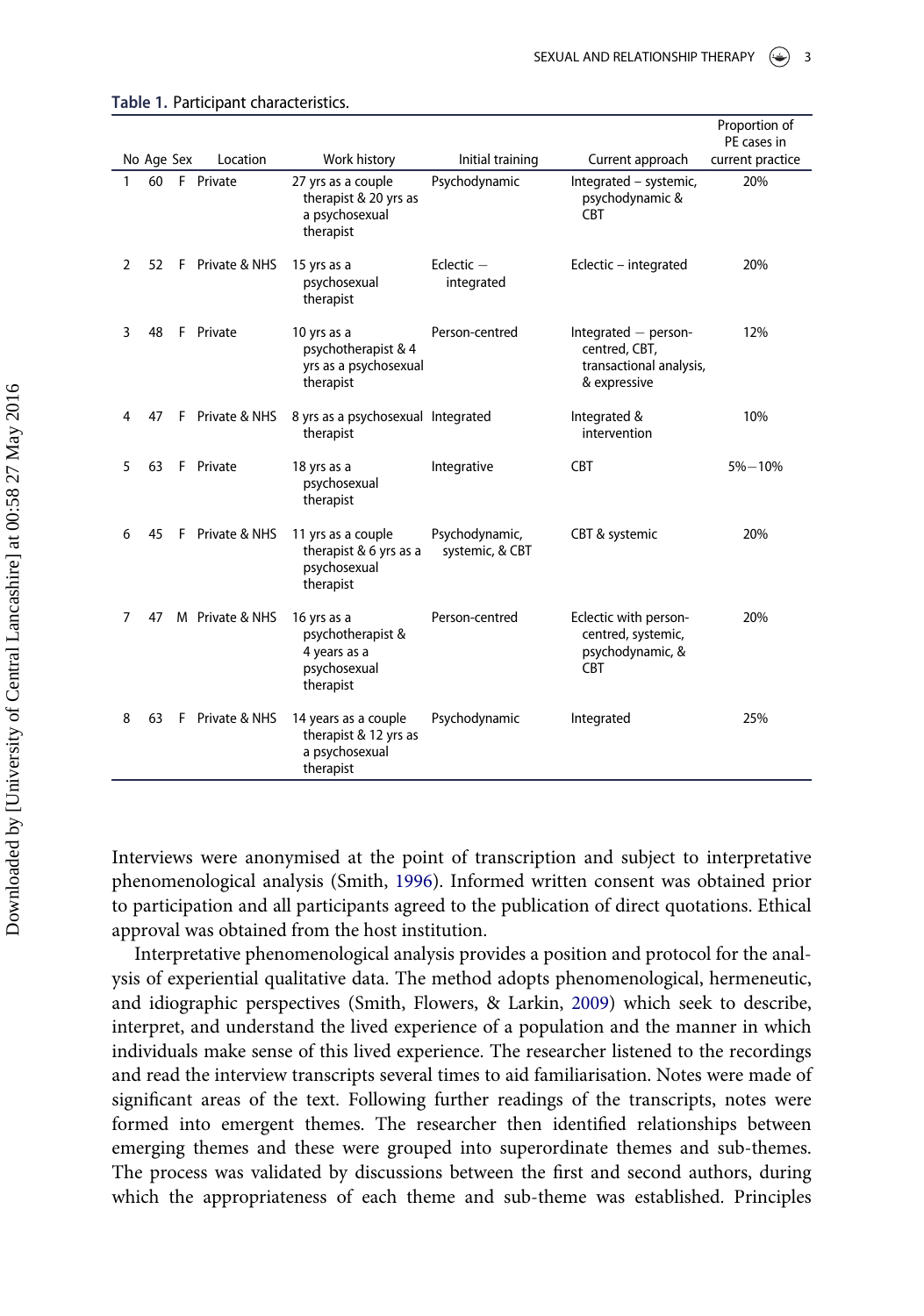**Table 1.** Participant characteristics.

| No | Age | Sex | Location | Work history | Initial training | Current approach | Proportion of PE cases in current practice |
|---|---|---|---|---|---|---|---|
| 1 | 60 | F | Private | 27 yrs as a couple therapist & 20 yrs as a psychosexual therapist | Psychodynamic | Integrated – systemic, psychodynamic & CBT | 20% |
| 2 | 52 | F | Private & NHS | 15 yrs as a psychosexual therapist | Eclectic – integrated | Eclectic – integrated | 20% |
| 3 | 48 | F | Private | 10 yrs as a psychotherapist & 4 yrs as a psychosexual therapist | Person-centred | Integrated – person-centred, CBT, transactional analysis, & expressive | 12% |
| 4 | 47 | F | Private & NHS | 8 yrs as a psychosexual therapist | Integrated | Integrated & intervention | 10% |
| 5 | 63 | F | Private | 18 yrs as a psychosexual therapist | Integrative | CBT | 5%–10% |
| 6 | 45 | F | Private & NHS | 11 yrs as a couple therapist & 6 yrs as a psychosexual therapist | Psychodynamic, systemic, & CBT | CBT & systemic | 20% |
| 7 | 47 | M | Private & NHS | 16 yrs as a psychotherapist & 4 years as a psychosexual therapist | Person-centred | Eclectic with person-centred, systemic, psychodynamic, & CBT | 20% |
| 8 | 63 | F | Private & NHS | 14 years as a couple therapist & 12 yrs as a psychosexual therapist | Psychodynamic | Integrated | 25% |

Interviews were anonymised at the point of transcription and subject to interpretative phenomenological analysis (Smith, 1996). Informed written consent was obtained prior to participation and all participants agreed to the publication of direct quotations. Ethical approval was obtained from the host institution.

Interpretative phenomenological analysis provides a position and protocol for the analysis of experiential qualitative data. The method adopts phenomenological, hermeneutic, and idiographic perspectives (Smith, Flowers, & Larkin, 2009) which seek to describe, interpret, and understand the lived experience of a population and the manner in which individuals make sense of this lived experience. The researcher listened to the recordings and read the interview transcripts several times to aid familiarisation. Notes were made of significant areas of the text. Following further readings of the transcripts, notes were formed into emergent themes. The researcher then identified relationships between emerging themes and these were grouped into superordinate themes and sub-themes. The process was validated by discussions between the first and second authors, during which the appropriateness of each theme and sub-theme was established. Principles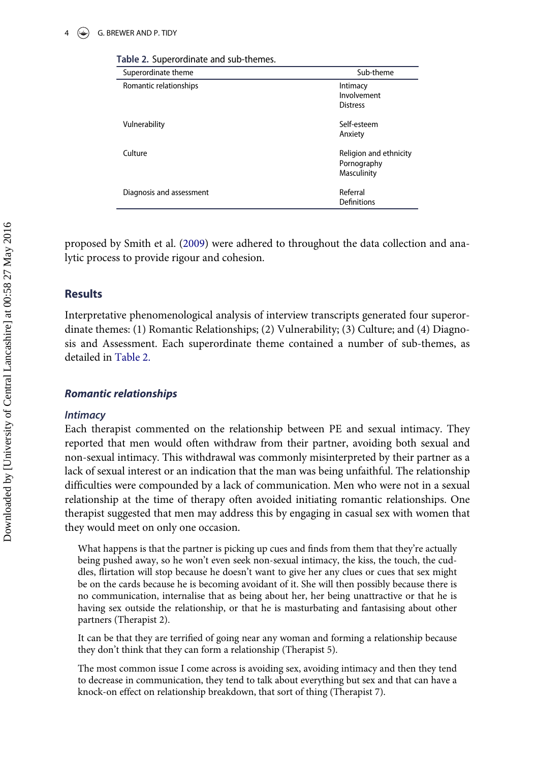Table 2. Superordinate and sub-themes.

| Superordinate theme | Sub-theme |
|---|---|
| Romantic relationships | Intimacy<br>Involvement<br>Distress |
| Vulnerability | Self-esteem<br>Anxiety |
| Culture | Religion and ethnicity<br>Pornography<br>Masculinity |
| Diagnosis and assessment | Referral<br>Definitions |

proposed by Smith et al. (2009) were adhered to throughout the data collection and analytic process to provide rigour and cohesion.

## Results

Interpretative phenomenological analysis of interview transcripts generated four superordinate themes: (1) Romantic Relationships; (2) Vulnerability; (3) Culture; and (4) Diagnosis and Assessment. Each superordinate theme contained a number of sub-themes, as detailed in Table 2.

### *Romantic relationships*

#### *Intimacy*

Each therapist commented on the relationship between PE and sexual intimacy. They reported that men would often withdraw from their partner, avoiding both sexual and non-sexual intimacy. This withdrawal was commonly misinterpreted by their partner as a lack of sexual interest or an indication that the man was being unfaithful. The relationship difficulties were compounded by a lack of communication. Men who were not in a sexual relationship at the time of therapy often avoided initiating romantic relationships. One therapist suggested that men may address this by engaging in casual sex with women that they would meet on only one occasion.

> What happens is that the partner is picking up cues and finds from them that they're actually being pushed away, so he won't even seek non-sexual intimacy, the kiss, the touch, the cuddles, flirtation will stop because he doesn't want to give her any clues or cues that sex might be on the cards because he is becoming avoidant of it. She will then possibly because there is no communication, internalise that as being about her, her being unattractive or that he is having sex outside the relationship, or that he is masturbating and fantasising about other partners (Therapist 2).

> It can be that they are terrified of going near any woman and forming a relationship because they don't think that they can form a relationship (Therapist 5).

> The most common issue I come across is avoiding sex, avoiding intimacy and then they tend to decrease in communication, they tend to talk about everything but sex and that can have a knock-on effect on relationship breakdown, that sort of thing (Therapist 7).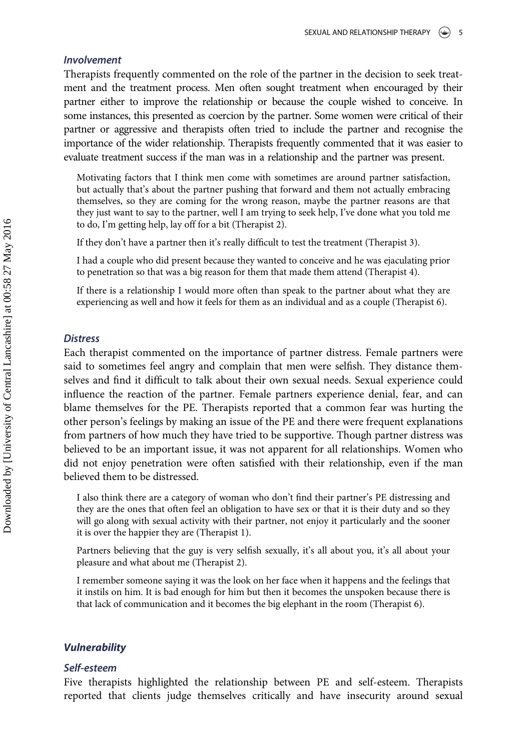### *Involvement*

Therapists frequently commented on the role of the partner in the decision to seek treatment and the treatment process. Men often sought treatment when encouraged by their partner either to improve the relationship or because the couple wished to conceive. In some instances, this presented as coercion by the partner. Some women were critical of their partner or aggressive and therapists often tried to include the partner and recognise the importance of the wider relationship. Therapists frequently commented that it was easier to evaluate treatment success if the man was in a relationship and the partner was present.

> Motivating factors that I think men come with sometimes are around partner satisfaction, but actually that's about the partner pushing that forward and them not actually embracing themselves, so they are coming for the wrong reason, maybe the partner reasons are that they just want to say to the partner, well I am trying to seek help, I've done what you told me to do, I'm getting help, lay off for a bit (Therapist 2).
>
> If they don't have a partner then it's really difficult to test the treatment (Therapist 3).
>
> I had a couple who did present because they wanted to conceive and he was ejaculating prior to penetration so that was a big reason for them that made them attend (Therapist 4).
>
> If there is a relationship I would more often than speak to the partner about what they are experiencing as well and how it feels for them as an individual and as a couple (Therapist 6).

### *Distress*

Each therapist commented on the importance of partner distress. Female partners were said to sometimes feel angry and complain that men were selfish. They distance themselves and find it difficult to talk about their own sexual needs. Sexual experience could influence the reaction of the partner. Female partners experience denial, fear, and can blame themselves for the PE. Therapists reported that a common fear was hurting the other person's feelings by making an issue of the PE and there were frequent explanations from partners of how much they have tried to be supportive. Though partner distress was believed to be an important issue, it was not apparent for all relationships. Women who did not enjoy penetration were often satisfied with their relationship, even if the man believed them to be distressed.

> I also think there are a category of woman who don't find their partner's PE distressing and they are the ones that often feel an obligation to have sex or that it is their duty and so they will go along with sexual activity with their partner, not enjoy it particularly and the sooner it is over the happier they are (Therapist 1).
>
> Partners believing that the guy is very selfish sexually, it's all about you, it's all about your pleasure and what about me (Therapist 2).
>
> I remember someone saying it was the look on her face when it happens and the feelings that it instils on him. It is bad enough for him but then it becomes the unspoken because there is that lack of communication and it becomes the big elephant in the room (Therapist 6).

## *Vulnerability*

### *Self-esteem*

Five therapists highlighted the relationship between PE and self-esteem. Therapists reported that clients judge themselves critically and have insecurity around sexual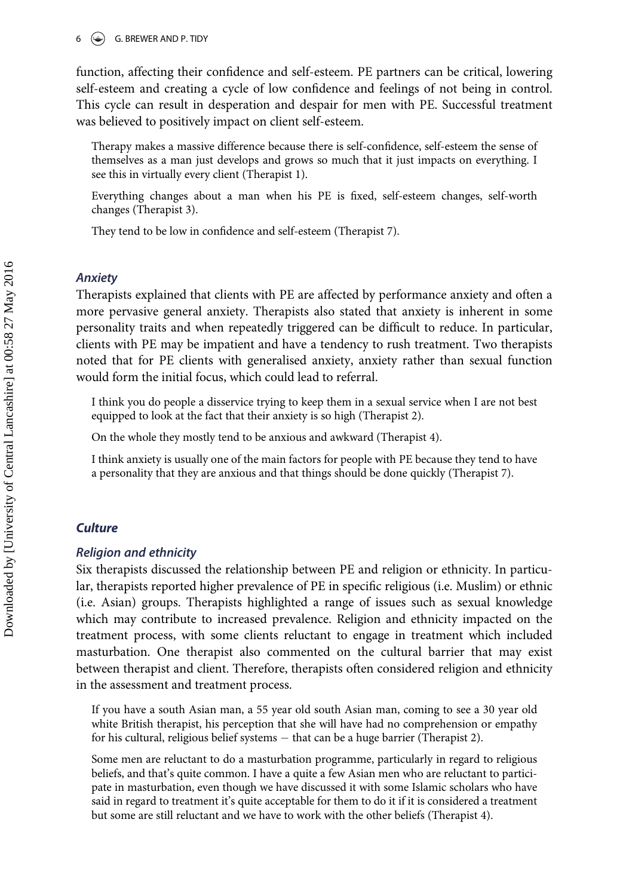function, affecting their confidence and self-esteem. PE partners can be critical, lowering self-esteem and creating a cycle of low confidence and feelings of not being in control. This cycle can result in desperation and despair for men with PE. Successful treatment was believed to positively impact on client self-esteem.

> Therapy makes a massive difference because there is self-confidence, self-esteem the sense of themselves as a man just develops and grows so much that it just impacts on everything. I see this in virtually every client (Therapist 1).

> Everything changes about a man when his PE is fixed, self-esteem changes, self-worth changes (Therapist 3).

> They tend to be low in confidence and self-esteem (Therapist 7).

### *Anxiety*

Therapists explained that clients with PE are affected by performance anxiety and often a more pervasive general anxiety. Therapists also stated that anxiety is inherent in some personality traits and when repeatedly triggered can be difficult to reduce. In particular, clients with PE may be impatient and have a tendency to rush treatment. Two therapists noted that for PE clients with generalised anxiety, anxiety rather than sexual function would form the initial focus, which could lead to referral.

> I think you do people a disservice trying to keep them in a sexual service when I are not best equipped to look at the fact that their anxiety is so high (Therapist 2).

> On the whole they mostly tend to be anxious and awkward (Therapist 4).

> I think anxiety is usually one of the main factors for people with PE because they tend to have a personality that they are anxious and that things should be done quickly (Therapist 7).

## *Culture*

### *Religion and ethnicity*

Six therapists discussed the relationship between PE and religion or ethnicity. In particular, therapists reported higher prevalence of PE in specific religious (i.e. Muslim) or ethnic (i.e. Asian) groups. Therapists highlighted a range of issues such as sexual knowledge which may contribute to increased prevalence. Religion and ethnicity impacted on the treatment process, with some clients reluctant to engage in treatment which included masturbation. One therapist also commented on the cultural barrier that may exist between therapist and client. Therefore, therapists often considered religion and ethnicity in the assessment and treatment process.

> If you have a south Asian man, a 55 year old south Asian man, coming to see a 30 year old white British therapist, his perception that she will have had no comprehension or empathy for his cultural, religious belief systems – that can be a huge barrier (Therapist 2).

> Some men are reluctant to do a masturbation programme, particularly in regard to religious beliefs, and that's quite common. I have a quite a few Asian men who are reluctant to participate in masturbation, even though we have discussed it with some Islamic scholars who have said in regard to treatment it's quite acceptable for them to do it if it is considered a treatment but some are still reluctant and we have to work with the other beliefs (Therapist 4).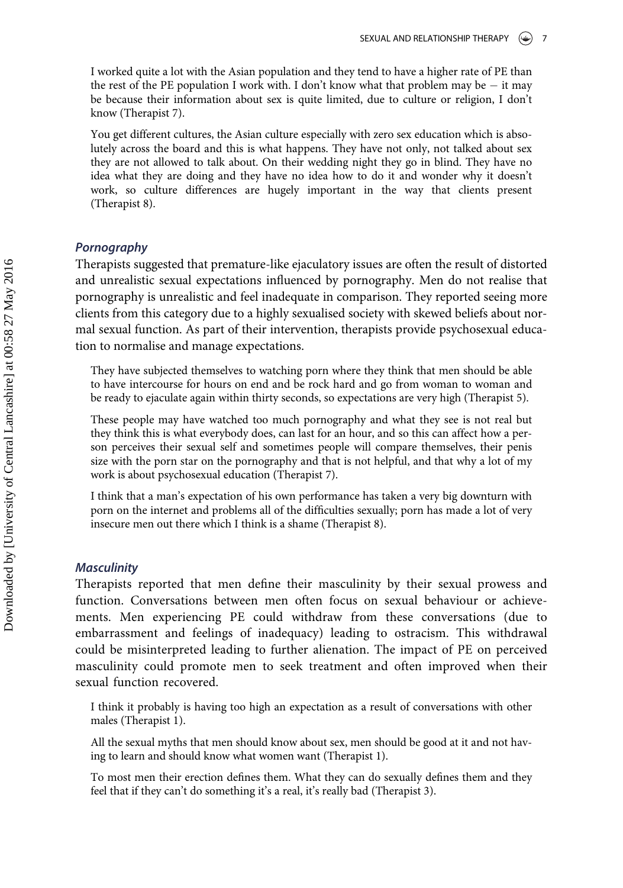> I worked quite a lot with the Asian population and they tend to have a higher rate of PE than the rest of the PE population I work with. I don't know what that problem may be – it may be because their information about sex is quite limited, due to culture or religion, I don't know (Therapist 7).

> You get different cultures, the Asian culture especially with zero sex education which is absolutely across the board and this is what happens. They have not only, not talked about sex they are not allowed to talk about. On their wedding night they go in blind. They have no idea what they are doing and they have no idea how to do it and wonder why it doesn't work, so culture differences are hugely important in the way that clients present (Therapist 8).

### *Pornography*

Therapists suggested that premature-like ejaculatory issues are often the result of distorted and unrealistic sexual expectations influenced by pornography. Men do not realise that pornography is unrealistic and feel inadequate in comparison. They reported seeing more clients from this category due to a highly sexualised society with skewed beliefs about normal sexual function. As part of their intervention, therapists provide psychosexual education to normalise and manage expectations.

> They have subjected themselves to watching porn where they think that men should be able to have intercourse for hours on end and be rock hard and go from woman to woman and be ready to ejaculate again within thirty seconds, so expectations are very high (Therapist 5).

> These people may have watched too much pornography and what they see is not real but they think this is what everybody does, can last for an hour, and so this can affect how a person perceives their sexual self and sometimes people will compare themselves, their penis size with the porn star on the pornography and that is not helpful, and that why a lot of my work is about psychosexual education (Therapist 7).

> I think that a man's expectation of his own performance has taken a very big downturn with porn on the internet and problems all of the difficulties sexually; porn has made a lot of very insecure men out there which I think is a shame (Therapist 8).

### *Masculinity*

Therapists reported that men define their masculinity by their sexual prowess and function. Conversations between men often focus on sexual behaviour or achievements. Men experiencing PE could withdraw from these conversations (due to embarrassment and feelings of inadequacy) leading to ostracism. This withdrawal could be misinterpreted leading to further alienation. The impact of PE on perceived masculinity could promote men to seek treatment and often improved when their sexual function recovered.

> I think it probably is having too high an expectation as a result of conversations with other males (Therapist 1).

> All the sexual myths that men should know about sex, men should be good at it and not having to learn and should know what women want (Therapist 1).

> To most men their erection defines them. What they can do sexually defines them and they feel that if they can't do something it's a real, it's really bad (Therapist 3).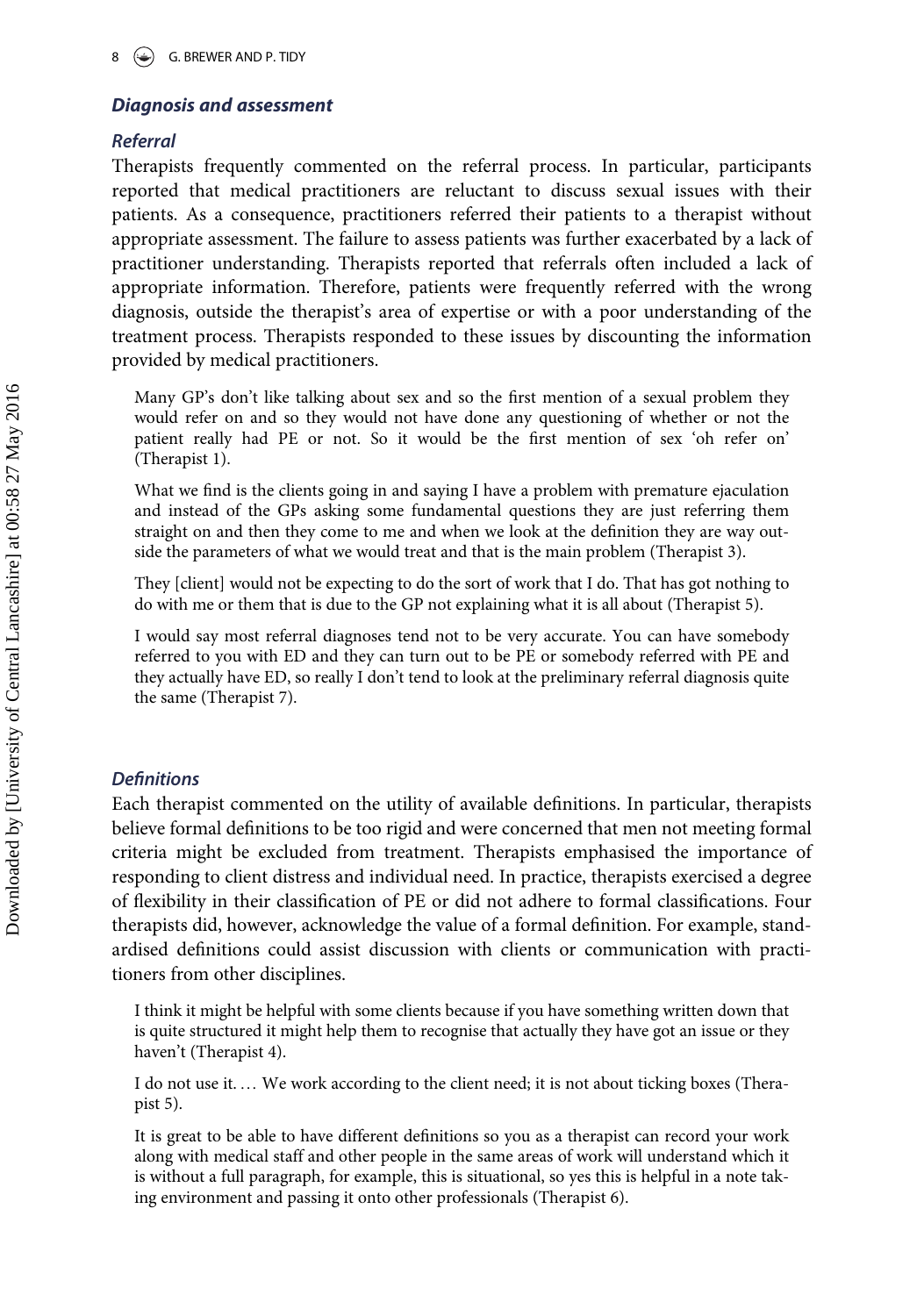## Diagnosis and assessment

### Referral

Therapists frequently commented on the referral process. In particular, participants reported that medical practitioners are reluctant to discuss sexual issues with their patients. As a consequence, practitioners referred their patients to a therapist without appropriate assessment. The failure to assess patients was further exacerbated by a lack of practitioner understanding. Therapists reported that referrals often included a lack of appropriate information. Therefore, patients were frequently referred with the wrong diagnosis, outside the therapist's area of expertise or with a poor understanding of the treatment process. Therapists responded to these issues by discounting the information provided by medical practitioners.

> Many GP's don't like talking about sex and so the first mention of a sexual problem they would refer on and so they would not have done any questioning of whether or not the patient really had PE or not. So it would be the first mention of sex 'oh refer on' (Therapist 1).

> What we find is the clients going in and saying I have a problem with premature ejaculation and instead of the GPs asking some fundamental questions they are just referring them straight on and then they come to me and when we look at the definition they are way outside the parameters of what we would treat and that is the main problem (Therapist 3).

> They [client] would not be expecting to do the sort of work that I do. That has got nothing to do with me or them that is due to the GP not explaining what it is all about (Therapist 5).

> I would say most referral diagnoses tend not to be very accurate. You can have somebody referred to you with ED and they can turn out to be PE or somebody referred with PE and they actually have ED, so really I don't tend to look at the preliminary referral diagnosis quite the same (Therapist 7).

### Definitions

Each therapist commented on the utility of available definitions. In particular, therapists believe formal definitions to be too rigid and were concerned that men not meeting formal criteria might be excluded from treatment. Therapists emphasised the importance of responding to client distress and individual need. In practice, therapists exercised a degree of flexibility in their classification of PE or did not adhere to formal classifications. Four therapists did, however, acknowledge the value of a formal definition. For example, standardised definitions could assist discussion with clients or communication with practitioners from other disciplines.

> I think it might be helpful with some clients because if you have something written down that is quite structured it might help them to recognise that actually they have got an issue or they haven't (Therapist 4).

> I do not use it. … We work according to the client need; it is not about ticking boxes (Therapist 5).

> It is great to be able to have different definitions so you as a therapist can record your work along with medical staff and other people in the same areas of work will understand which it is without a full paragraph, for example, this is situational, so yes this is helpful in a note taking environment and passing it onto other professionals (Therapist 6).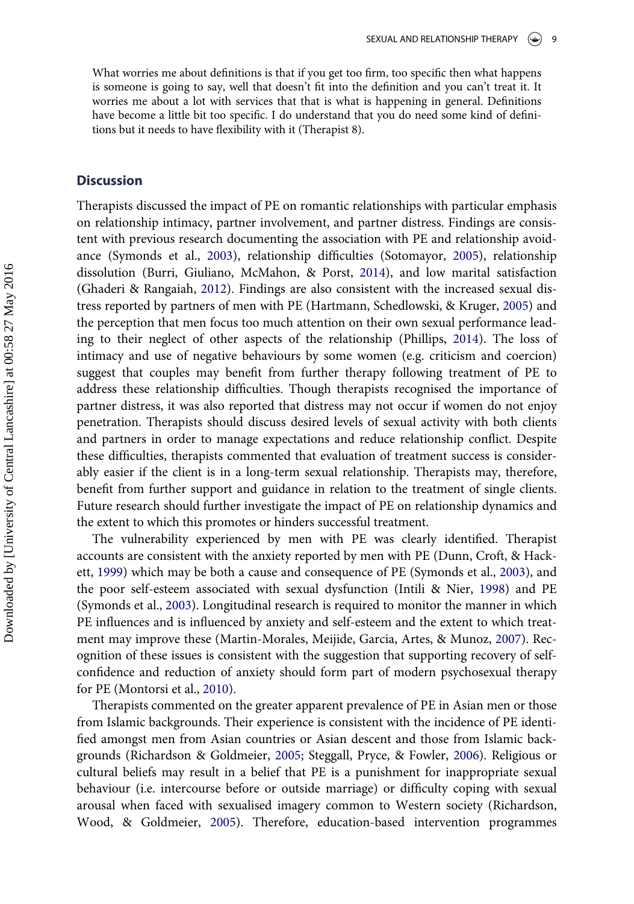> What worries me about definitions is that if you get too firm, too specific then what happens is someone is going to say, well that doesn't fit into the definition and you can't treat it. It worries me about a lot with services that that is what is happening in general. Definitions have become a little bit too specific. I do understand that you do need some kind of definitions but it needs to have flexibility with it (Therapist 8).

## Discussion

Therapists discussed the impact of PE on romantic relationships with particular emphasis on relationship intimacy, partner involvement, and partner distress. Findings are consistent with previous research documenting the association with PE and relationship avoidance (Symonds et al., 2003), relationship difficulties (Sotomayor, 2005), relationship dissolution (Burri, Giuliano, McMahon, & Porst, 2014), and low marital satisfaction (Ghaderi & Rangaiah, 2012). Findings are also consistent with the increased sexual distress reported by partners of men with PE (Hartmann, Schedlowski, & Kruger, 2005) and the perception that men focus too much attention on their own sexual performance leading to their neglect of other aspects of the relationship (Phillips, 2014). The loss of intimacy and use of negative behaviours by some women (e.g. criticism and coercion) suggest that couples may benefit from further therapy following treatment of PE to address these relationship difficulties. Though therapists recognised the importance of partner distress, it was also reported that distress may not occur if women do not enjoy penetration. Therapists should discuss desired levels of sexual activity with both clients and partners in order to manage expectations and reduce relationship conflict. Despite these difficulties, therapists commented that evaluation of treatment success is considerably easier if the client is in a long-term sexual relationship. Therapists may, therefore, benefit from further support and guidance in relation to the treatment of single clients. Future research should further investigate the impact of PE on relationship dynamics and the extent to which this promotes or hinders successful treatment.

The vulnerability experienced by men with PE was clearly identified. Therapist accounts are consistent with the anxiety reported by men with PE (Dunn, Croft, & Hackett, 1999) which may be both a cause and consequence of PE (Symonds et al., 2003), and the poor self-esteem associated with sexual dysfunction (Intili & Nier, 1998) and PE (Symonds et al., 2003). Longitudinal research is required to monitor the manner in which PE influences and is influenced by anxiety and self-esteem and the extent to which treatment may improve these (Martin-Morales, Meijide, Garcia, Artes, & Munoz, 2007). Recognition of these issues is consistent with the suggestion that supporting recovery of self-confidence and reduction of anxiety should form part of modern psychosexual therapy for PE (Montorsi et al., 2010).

Therapists commented on the greater apparent prevalence of PE in Asian men or those from Islamic backgrounds. Their experience is consistent with the incidence of PE identified amongst men from Asian countries or Asian descent and those from Islamic backgrounds (Richardson & Goldmeier, 2005; Steggall, Pryce, & Fowler, 2006). Religious or cultural beliefs may result in a belief that PE is a punishment for inappropriate sexual behaviour (i.e. intercourse before or outside marriage) or difficulty coping with sexual arousal when faced with sexualised imagery common to Western society (Richardson, Wood, & Goldmeier, 2005). Therefore, education-based intervention programmes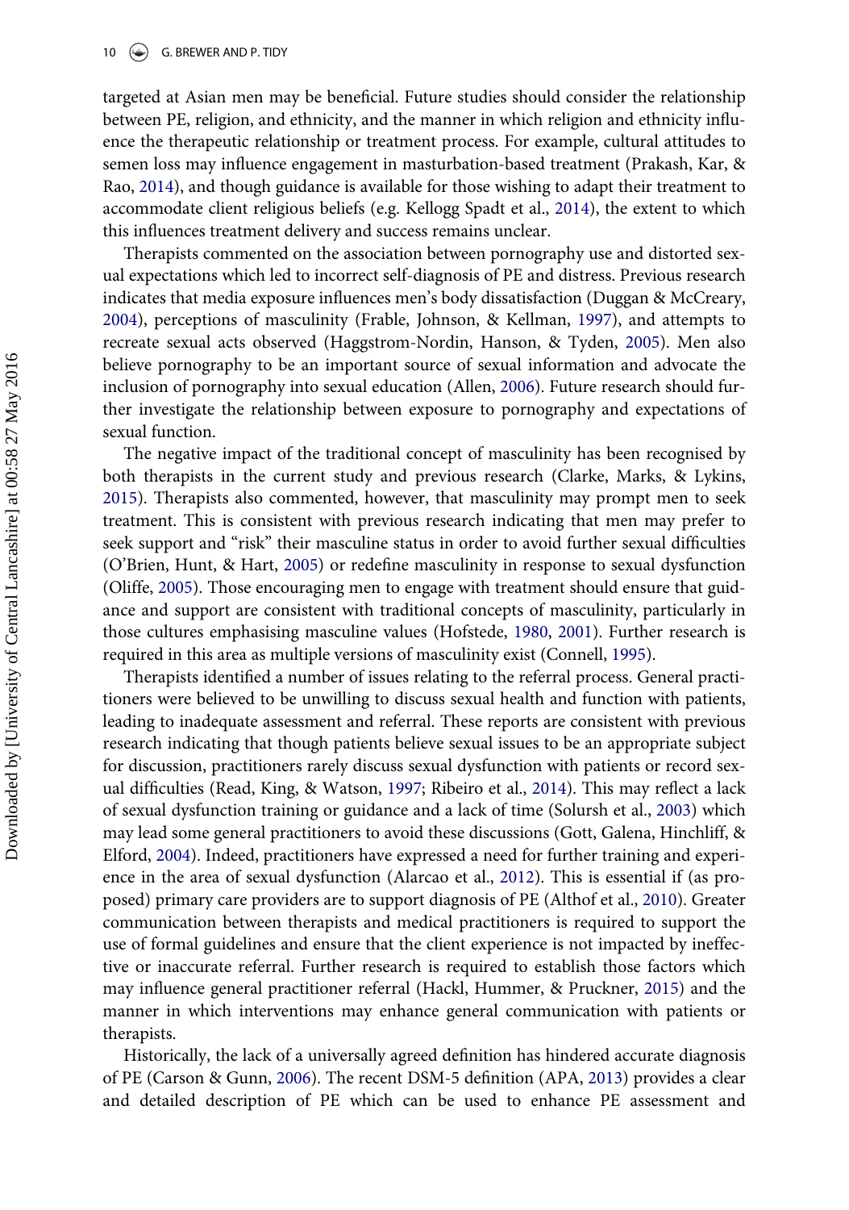targeted at Asian men may be beneficial. Future studies should consider the relationship between PE, religion, and ethnicity, and the manner in which religion and ethnicity influence the therapeutic relationship or treatment process. For example, cultural attitudes to semen loss may influence engagement in masturbation-based treatment (Prakash, Kar, & Rao, 2014), and though guidance is available for those wishing to adapt their treatment to accommodate client religious beliefs (e.g. Kellogg Spadt et al., 2014), the extent to which this influences treatment delivery and success remains unclear.

Therapists commented on the association between pornography use and distorted sexual expectations which led to incorrect self-diagnosis of PE and distress. Previous research indicates that media exposure influences men's body dissatisfaction (Duggan & McCreary, 2004), perceptions of masculinity (Frable, Johnson, & Kellman, 1997), and attempts to recreate sexual acts observed (Haggstrom-Nordin, Hanson, & Tyden, 2005). Men also believe pornography to be an important source of sexual information and advocate the inclusion of pornography into sexual education (Allen, 2006). Future research should further investigate the relationship between exposure to pornography and expectations of sexual function.

The negative impact of the traditional concept of masculinity has been recognised by both therapists in the current study and previous research (Clarke, Marks, & Lykins, 2015). Therapists also commented, however, that masculinity may prompt men to seek treatment. This is consistent with previous research indicating that men may prefer to seek support and "risk" their masculine status in order to avoid further sexual difficulties (O'Brien, Hunt, & Hart, 2005) or redefine masculinity in response to sexual dysfunction (Oliffe, 2005). Those encouraging men to engage with treatment should ensure that guidance and support are consistent with traditional concepts of masculinity, particularly in those cultures emphasising masculine values (Hofstede, 1980, 2001). Further research is required in this area as multiple versions of masculinity exist (Connell, 1995).

Therapists identified a number of issues relating to the referral process. General practitioners were believed to be unwilling to discuss sexual health and function with patients, leading to inadequate assessment and referral. These reports are consistent with previous research indicating that though patients believe sexual issues to be an appropriate subject for discussion, practitioners rarely discuss sexual dysfunction with patients or record sexual difficulties (Read, King, & Watson, 1997; Ribeiro et al., 2014). This may reflect a lack of sexual dysfunction training or guidance and a lack of time (Solursh et al., 2003) which may lead some general practitioners to avoid these discussions (Gott, Galena, Hinchliff, & Elford, 2004). Indeed, practitioners have expressed a need for further training and experience in the area of sexual dysfunction (Alarcao et al., 2012). This is essential if (as proposed) primary care providers are to support diagnosis of PE (Althof et al., 2010). Greater communication between therapists and medical practitioners is required to support the use of formal guidelines and ensure that the client experience is not impacted by ineffective or inaccurate referral. Further research is required to establish those factors which may influence general practitioner referral (Hackl, Hummer, & Pruckner, 2015) and the manner in which interventions may enhance general communication with patients or therapists.

Historically, the lack of a universally agreed definition has hindered accurate diagnosis of PE (Carson & Gunn, 2006). The recent DSM-5 definition (APA, 2013) provides a clear and detailed description of PE which can be used to enhance PE assessment and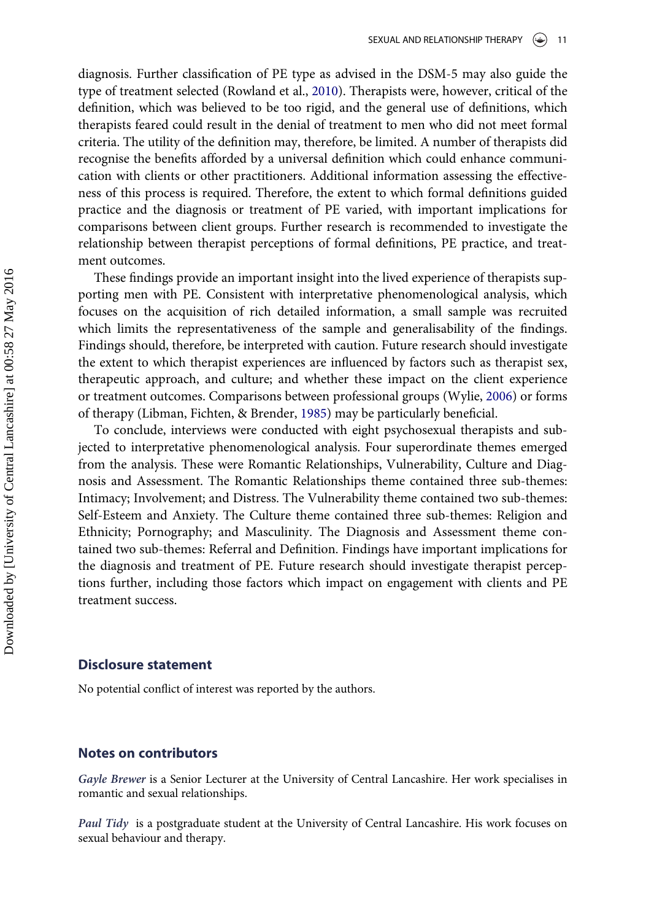diagnosis. Further classification of PE type as advised in the DSM-5 may also guide the type of treatment selected (Rowland et al., 2010). Therapists were, however, critical of the definition, which was believed to be too rigid, and the general use of definitions, which therapists feared could result in the denial of treatment to men who did not meet formal criteria. The utility of the definition may, therefore, be limited. A number of therapists did recognise the benefits afforded by a universal definition which could enhance communication with clients or other practitioners. Additional information assessing the effectiveness of this process is required. Therefore, the extent to which formal definitions guided practice and the diagnosis or treatment of PE varied, with important implications for comparisons between client groups. Further research is recommended to investigate the relationship between therapist perceptions of formal definitions, PE practice, and treatment outcomes.

These findings provide an important insight into the lived experience of therapists supporting men with PE. Consistent with interpretative phenomenological analysis, which focuses on the acquisition of rich detailed information, a small sample was recruited which limits the representativeness of the sample and generalisability of the findings. Findings should, therefore, be interpreted with caution. Future research should investigate the extent to which therapist experiences are influenced by factors such as therapist sex, therapeutic approach, and culture; and whether these impact on the client experience or treatment outcomes. Comparisons between professional groups (Wylie, 2006) or forms of therapy (Libman, Fichten, & Brender, 1985) may be particularly beneficial.

To conclude, interviews were conducted with eight psychosexual therapists and subjected to interpretative phenomenological analysis. Four superordinate themes emerged from the analysis. These were Romantic Relationships, Vulnerability, Culture and Diagnosis and Assessment. The Romantic Relationships theme contained three sub-themes: Intimacy; Involvement; and Distress. The Vulnerability theme contained two sub-themes: Self-Esteem and Anxiety. The Culture theme contained three sub-themes: Religion and Ethnicity; Pornography; and Masculinity. The Diagnosis and Assessment theme contained two sub-themes: Referral and Definition. Findings have important implications for the diagnosis and treatment of PE. Future research should investigate therapist perceptions further, including those factors which impact on engagement with clients and PE treatment success.

## Disclosure statement

No potential conflict of interest was reported by the authors.

## Notes on contributors

*Gayle Brewer* is a Senior Lecturer at the University of Central Lancashire. Her work specialises in romantic and sexual relationships.

*Paul Tidy* is a postgraduate student at the University of Central Lancashire. His work focuses on sexual behaviour and therapy.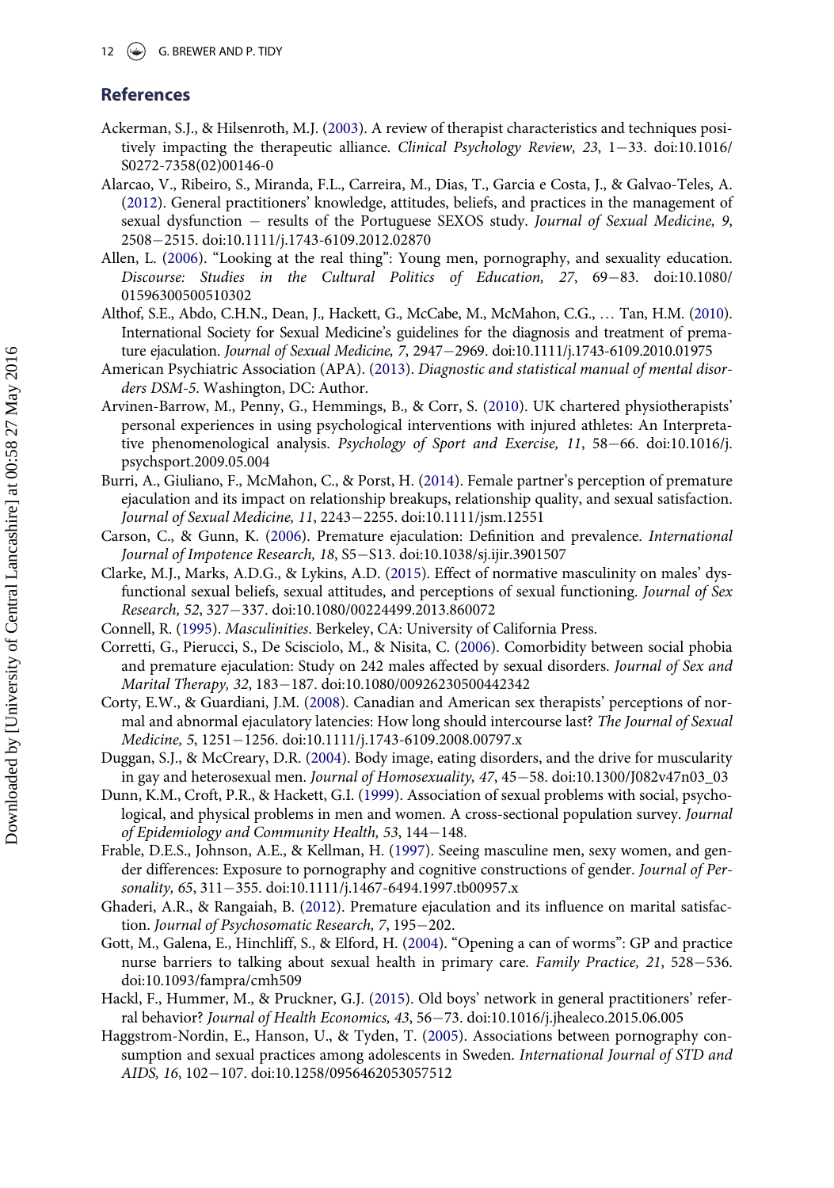## References

Ackerman, S.J., & Hilsenroth, M.J. (2003). A review of therapist characteristics and techniques positively impacting the therapeutic alliance. *Clinical Psychology Review, 23*, 1−33. doi:10.1016/S0272-7358(02)00146-0

Alarcao, V., Ribeiro, S., Miranda, F.L., Carreira, M., Dias, T., Garcia e Costa, J., & Galvao-Teles, A. (2012). General practitioners' knowledge, attitudes, beliefs, and practices in the management of sexual dysfunction − results of the Portuguese SEXOS study. *Journal of Sexual Medicine, 9*, 2508−2515. doi:10.1111/j.1743-6109.2012.02870

Allen, L. (2006). "Looking at the real thing": Young men, pornography, and sexuality education. *Discourse: Studies in the Cultural Politics of Education, 27*, 69−83. doi:10.1080/01596300500510302

Althof, S.E., Abdo, C.H.N., Dean, J., Hackett, G., McCabe, M., McMahon, C.G., … Tan, H.M. (2010). International Society for Sexual Medicine's guidelines for the diagnosis and treatment of premature ejaculation. *Journal of Sexual Medicine, 7*, 2947−2969. doi:10.1111/j.1743-6109.2010.01975

American Psychiatric Association (APA). (2013). *Diagnostic and statistical manual of mental disorders DSM-5*. Washington, DC: Author.

Arvinen-Barrow, M., Penny, G., Hemmings, B., & Corr, S. (2010). UK chartered physiotherapists' personal experiences in using psychological interventions with injured athletes: An Interpretative phenomenological analysis. *Psychology of Sport and Exercise, 11*, 58−66. doi:10.1016/j.psychsport.2009.05.004

Burri, A., Giuliano, F., McMahon, C., & Porst, H. (2014). Female partner's perception of premature ejaculation and its impact on relationship breakups, relationship quality, and sexual satisfaction. *Journal of Sexual Medicine, 11*, 2243−2255. doi:10.1111/jsm.12551

Carson, C., & Gunn, K. (2006). Premature ejaculation: Definition and prevalence. *International Journal of Impotence Research, 18*, S5−S13. doi:10.1038/sj.ijir.3901507

Clarke, M.J., Marks, A.D.G., & Lykins, A.D. (2015). Effect of normative masculinity on males' dysfunctional sexual beliefs, sexual attitudes, and perceptions of sexual functioning. *Journal of Sex Research, 52*, 327−337. doi:10.1080/00224499.2013.860072

Connell, R. (1995). *Masculinities*. Berkeley, CA: University of California Press.

Corretti, G., Pierucci, S., De Scisciolo, M., & Nisita, C. (2006). Comorbidity between social phobia and premature ejaculation: Study on 242 males affected by sexual disorders. *Journal of Sex and Marital Therapy, 32*, 183−187. doi:10.1080/00926230500442342

Corty, E.W., & Guardiani, J.M. (2008). Canadian and American sex therapists' perceptions of normal and abnormal ejaculatory latencies: How long should intercourse last? *The Journal of Sexual Medicine, 5*, 1251−1256. doi:10.1111/j.1743-6109.2008.00797.x

Duggan, S.J., & McCreary, D.R. (2004). Body image, eating disorders, and the drive for muscularity in gay and heterosexual men. *Journal of Homosexuality, 47*, 45−58. doi:10.1300/J082v47n03_03

Dunn, K.M., Croft, P.R., & Hackett, G.I. (1999). Association of sexual problems with social, psychological, and physical problems in men and women. A cross-sectional population survey. *Journal of Epidemiology and Community Health, 53*, 144−148.

Frable, D.E.S., Johnson, A.E., & Kellman, H. (1997). Seeing masculine men, sexy women, and gender differences: Exposure to pornography and cognitive constructions of gender. *Journal of Personality, 65*, 311−355. doi:10.1111/j.1467-6494.1997.tb00957.x

Ghaderi, A.R., & Rangaiah, B. (2012). Premature ejaculation and its influence on marital satisfaction. *Journal of Psychosomatic Research, 7*, 195−202.

Gott, M., Galena, E., Hinchliff, S., & Elford, H. (2004). "Opening a can of worms": GP and practice nurse barriers to talking about sexual health in primary care. *Family Practice, 21*, 528−536. doi:10.1093/fampra/cmh509

Hackl, F., Hummer, M., & Pruckner, G.J. (2015). Old boys' network in general practitioners' referral behavior? *Journal of Health Economics, 43*, 56−73. doi:10.1016/j.jhealeco.2015.06.005

Haggstrom-Nordin, E., Hanson, U., & Tyden, T. (2005). Associations between pornography consumption and sexual practices among adolescents in Sweden. *International Journal of STD and AIDS, 16*, 102−107. doi:10.1258/0956462053057512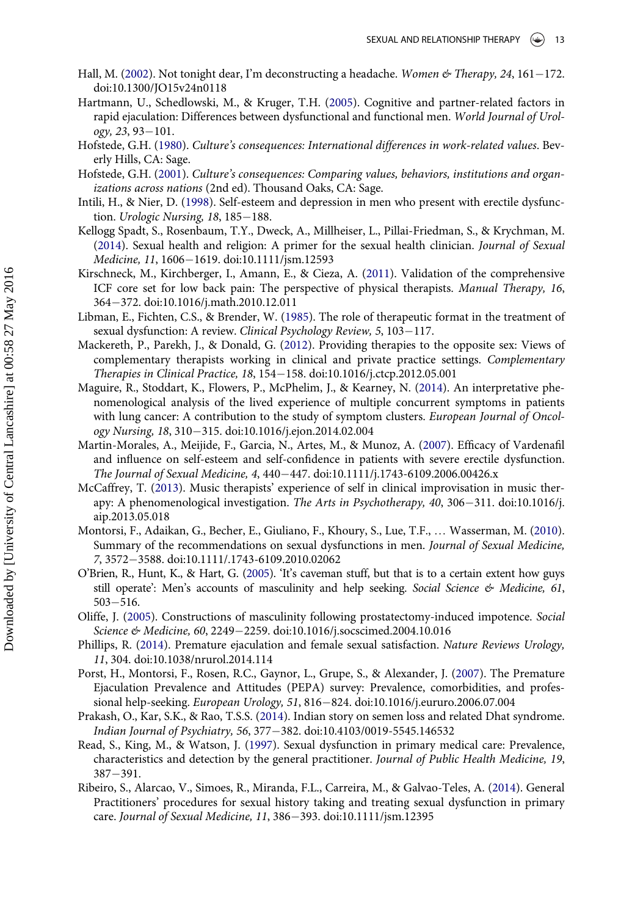Hall, M. (2002). Not tonight dear, I'm deconstructing a headache. *Women & Therapy, 24*, 161−172. doi:10.1300/JO15v24n0118

Hartmann, U., Schedlowski, M., & Kruger, T.H. (2005). Cognitive and partner-related factors in rapid ejaculation: Differences between dysfunctional and functional men. *World Journal of Urology, 23*, 93−101.

Hofstede, G.H. (1980). *Culture's consequences: International differences in work-related values*. Beverly Hills, CA: Sage.

Hofstede, G.H. (2001). *Culture's consequences: Comparing values, behaviors, institutions and organizations across nations* (2nd ed). Thousand Oaks, CA: Sage.

Intili, H., & Nier, D. (1998). Self-esteem and depression in men who present with erectile dysfunction. *Urologic Nursing, 18*, 185−188.

Kellogg Spadt, S., Rosenbaum, T.Y., Dweck, A., Millheiser, L., Pillai-Friedman, S., & Krychman, M. (2014). Sexual health and religion: A primer for the sexual health clinician. *Journal of Sexual Medicine, 11*, 1606−1619. doi:10.1111/jsm.12593

Kirschneck, M., Kirchberger, I., Amann, E., & Cieza, A. (2011). Validation of the comprehensive ICF core set for low back pain: The perspective of physical therapists. *Manual Therapy, 16*, 364−372. doi:10.1016/j.math.2010.12.011

Libman, E., Fichten, C.S., & Brender, W. (1985). The role of therapeutic format in the treatment of sexual dysfunction: A review. *Clinical Psychology Review, 5*, 103−117.

Mackereth, P., Parekh, J., & Donald, G. (2012). Providing therapies to the opposite sex: Views of complementary therapists working in clinical and private practice settings. *Complementary Therapies in Clinical Practice, 18*, 154−158. doi:10.1016/j.ctcp.2012.05.001

Maguire, R., Stoddart, K., Flowers, P., McPhelim, J., & Kearney, N. (2014). An interpretative phenomenological analysis of the lived experience of multiple concurrent symptoms in patients with lung cancer: A contribution to the study of symptom clusters. *European Journal of Oncology Nursing, 18*, 310−315. doi:10.1016/j.ejon.2014.02.004

Martin-Morales, A., Meijide, F., Garcia, N., Artes, M., & Munoz, A. (2007). Efficacy of Vardenafil and influence on self-esteem and self-confidence in patients with severe erectile dysfunction. *The Journal of Sexual Medicine, 4*, 440−447. doi:10.1111/j.1743-6109.2006.00426.x

McCaffrey, T. (2013). Music therapists' experience of self in clinical improvisation in music therapy: A phenomenological investigation. *The Arts in Psychotherapy, 40*, 306−311. doi:10.1016/j.aip.2013.05.018

Montorsi, F., Adaikan, G., Becher, E., Giuliano, F., Khoury, S., Lue, T.F., … Wasserman, M. (2010). Summary of the recommendations on sexual dysfunctions in men. *Journal of Sexual Medicine, 7*, 3572−3588. doi:10.1111/.1743-6109.2010.02062

O'Brien, R., Hunt, K., & Hart, G. (2005). 'It's caveman stuff, but that is to a certain extent how guys still operate': Men's accounts of masculinity and help seeking. *Social Science & Medicine, 61*, 503−516.

Oliffe, J. (2005). Constructions of masculinity following prostatectomy-induced impotence. *Social Science & Medicine, 60*, 2249−2259. doi:10.1016/j.socscimed.2004.10.016

Phillips, R. (2014). Premature ejaculation and female sexual satisfaction. *Nature Reviews Urology, 11*, 304. doi:10.1038/nrurol.2014.114

Porst, H., Montorsi, F., Rosen, R.C., Gaynor, L., Grupe, S., & Alexander, J. (2007). The Premature Ejaculation Prevalence and Attitudes (PEPA) survey: Prevalence, comorbidities, and professional help-seeking. *European Urology, 51*, 816−824. doi:10.1016/j.eururo.2006.07.004

Prakash, O., Kar, S.K., & Rao, T.S.S. (2014). Indian story on semen loss and related Dhat syndrome. *Indian Journal of Psychiatry, 56*, 377−382. doi:10.4103/0019-5545.146532

Read, S., King, M., & Watson, J. (1997). Sexual dysfunction in primary medical care: Prevalence, characteristics and detection by the general practitioner. *Journal of Public Health Medicine, 19*, 387−391.

Ribeiro, S., Alarcao, V., Simoes, R., Miranda, F.L., Carreira, M., & Galvao-Teles, A. (2014). General Practitioners' procedures for sexual history taking and treating sexual dysfunction in primary care. *Journal of Sexual Medicine, 11*, 386−393. doi:10.1111/jsm.12395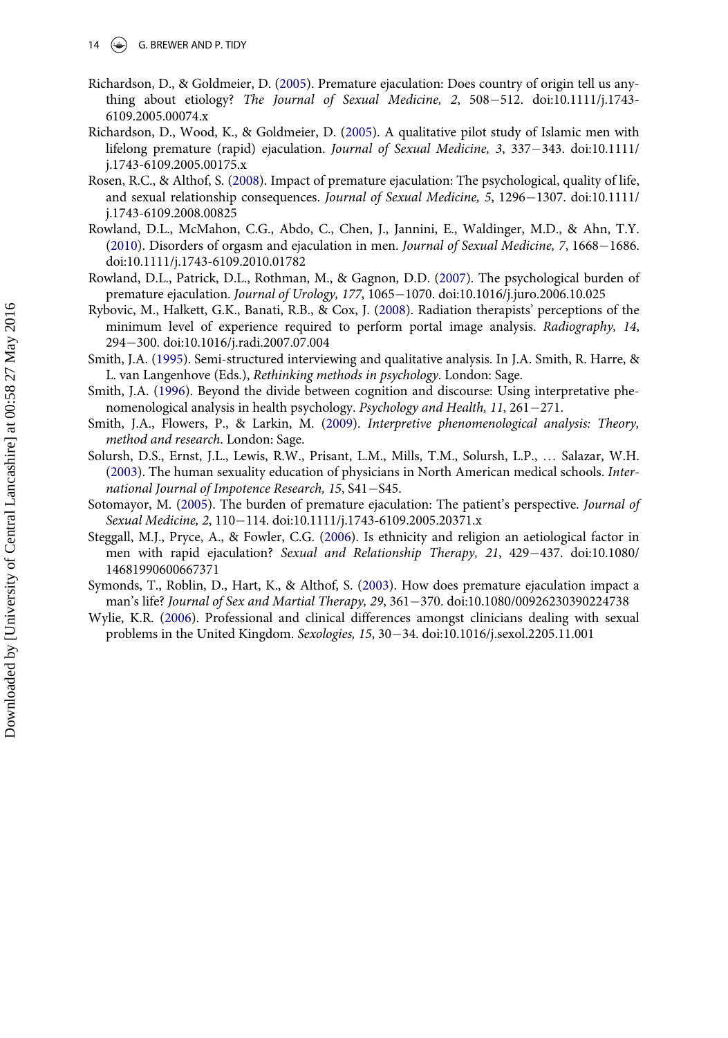Richardson, D., & Goldmeier, D. (2005). Premature ejaculation: Does country of origin tell us anything about etiology? *The Journal of Sexual Medicine, 2*, 508−512. doi:10.1111/j.1743-6109.2005.00074.x

Richardson, D., Wood, K., & Goldmeier, D. (2005). A qualitative pilot study of Islamic men with lifelong premature (rapid) ejaculation. *Journal of Sexual Medicine, 3*, 337−343. doi:10.1111/j.1743-6109.2005.00175.x

Rosen, R.C., & Althof, S. (2008). Impact of premature ejaculation: The psychological, quality of life, and sexual relationship consequences. *Journal of Sexual Medicine, 5*, 1296−1307. doi:10.1111/j.1743-6109.2008.00825

Rowland, D.L., McMahon, C.G., Abdo, C., Chen, J., Jannini, E., Waldinger, M.D., & Ahn, T.Y. (2010). Disorders of orgasm and ejaculation in men. *Journal of Sexual Medicine, 7*, 1668−1686. doi:10.1111/j.1743-6109.2010.01782

Rowland, D.L., Patrick, D.L., Rothman, M., & Gagnon, D.D. (2007). The psychological burden of premature ejaculation. *Journal of Urology, 177*, 1065−1070. doi:10.1016/j.juro.2006.10.025

Rybovic, M., Halkett, G.K., Banati, R.B., & Cox, J. (2008). Radiation therapists' perceptions of the minimum level of experience required to perform portal image analysis. *Radiography, 14*, 294−300. doi:10.1016/j.radi.2007.07.004

Smith, J.A. (1995). Semi-structured interviewing and qualitative analysis. In J.A. Smith, R. Harre, & L. van Langenhove (Eds.), *Rethinking methods in psychology*. London: Sage.

Smith, J.A. (1996). Beyond the divide between cognition and discourse: Using interpretative phenomenological analysis in health psychology. *Psychology and Health, 11*, 261−271.

Smith, J.A., Flowers, P., & Larkin, M. (2009). *Interpretive phenomenological analysis: Theory, method and research*. London: Sage.

Solursh, D.S., Ernst, J.L., Lewis, R.W., Prisant, L.M., Mills, T.M., Solursh, L.P., … Salazar, W.H. (2003). The human sexuality education of physicians in North American medical schools. *International Journal of Impotence Research, 15*, S41−S45.

Sotomayor, M. (2005). The burden of premature ejaculation: The patient's perspective. *Journal of Sexual Medicine, 2*, 110−114. doi:10.1111/j.1743-6109.2005.20371.x

Steggall, M.J., Pryce, A., & Fowler, C.G. (2006). Is ethnicity and religion an aetiological factor in men with rapid ejaculation? *Sexual and Relationship Therapy, 21*, 429−437. doi:10.1080/14681990600667371

Symonds, T., Roblin, D., Hart, K., & Althof, S. (2003). How does premature ejaculation impact a man's life? *Journal of Sex and Martial Therapy, 29*, 361−370. doi:10.1080/00926230390224738

Wylie, K.R. (2006). Professional and clinical differences amongst clinicians dealing with sexual problems in the United Kingdom. *Sexologies, 15*, 30−34. doi:10.1016/j.sexol.2205.11.001